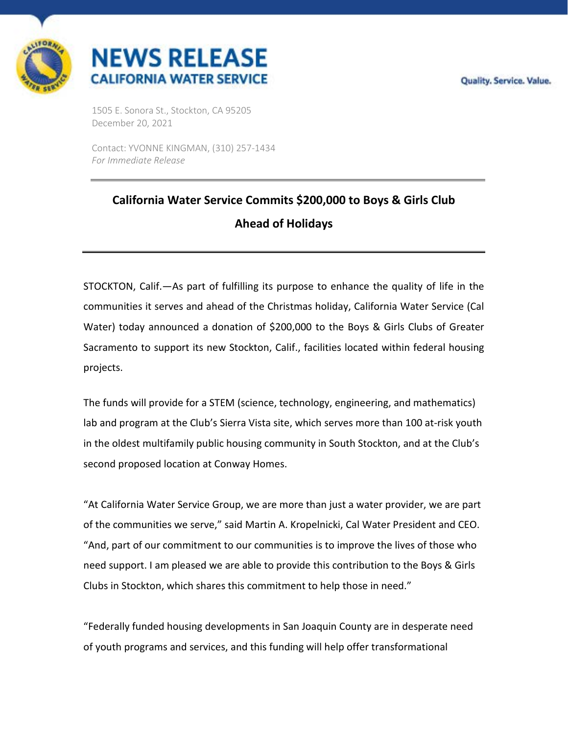# NEWS RELEASE
## CALIFORNIA WATER SERVICE

Quality. Service. Value.

1505 E. Sonora St., Stockton, CA 95205
December 20, 2021

Contact: YVONNE KINGMAN, (310) 257-1434
*For Immediate Release*

---

## California Water Service Commits $200,000 to Boys & Girls Club Ahead of Holidays

---

STOCKTON, Calif.—As part of fulfilling its purpose to enhance the quality of life in the communities it serves and ahead of the Christmas holiday, California Water Service (Cal Water) today announced a donation of $200,000 to the Boys & Girls Clubs of Greater Sacramento to support its new Stockton, Calif., facilities located within federal housing projects.

The funds will provide for a STEM (science, technology, engineering, and mathematics) lab and program at the Club's Sierra Vista site, which serves more than 100 at-risk youth in the oldest multifamily public housing community in South Stockton, and at the Club's second proposed location at Conway Homes.

"At California Water Service Group, we are more than just a water provider, we are part of the communities we serve," said Martin A. Kropelnicki, Cal Water President and CEO. "And, part of our commitment to our communities is to improve the lives of those who need support. I am pleased we are able to provide this contribution to the Boys & Girls Clubs in Stockton, which shares this commitment to help those in need."

"Federally funded housing developments in San Joaquin County are in desperate need of youth programs and services, and this funding will help offer transformational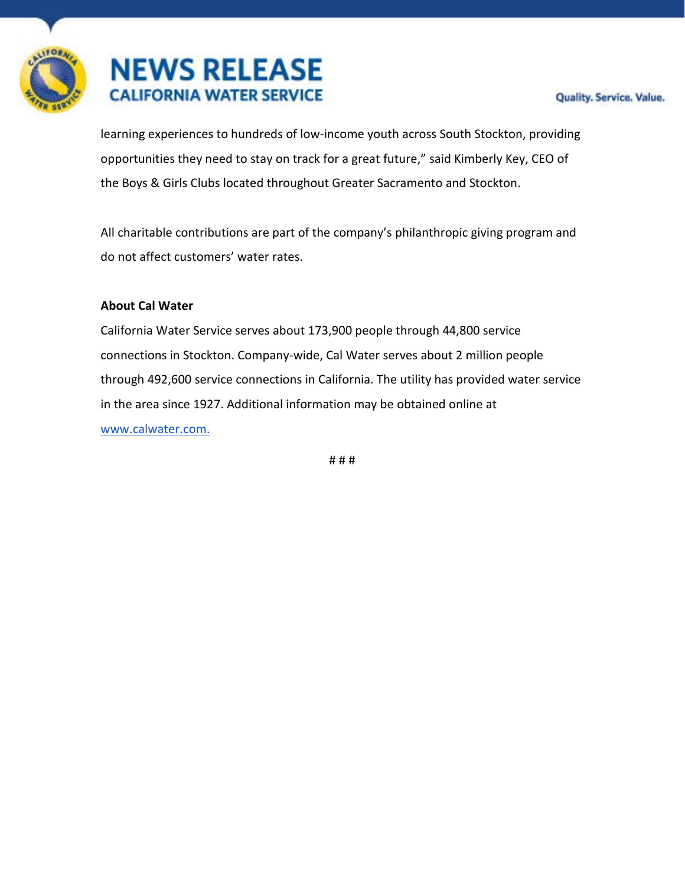learning experiences to hundreds of low-income youth across South Stockton, providing opportunities they need to stay on track for a great future," said Kimberly Key, CEO of the Boys & Girls Clubs located throughout Greater Sacramento and Stockton.

All charitable contributions are part of the company's philanthropic giving program and do not affect customers' water rates.

**About Cal Water**

California Water Service serves about 173,900 people through 44,800 service connections in Stockton. Company-wide, Cal Water serves about 2 million people through 492,600 service connections in California. The utility has provided water service in the area since 1927. Additional information may be obtained online at www.calwater.com.

# # #